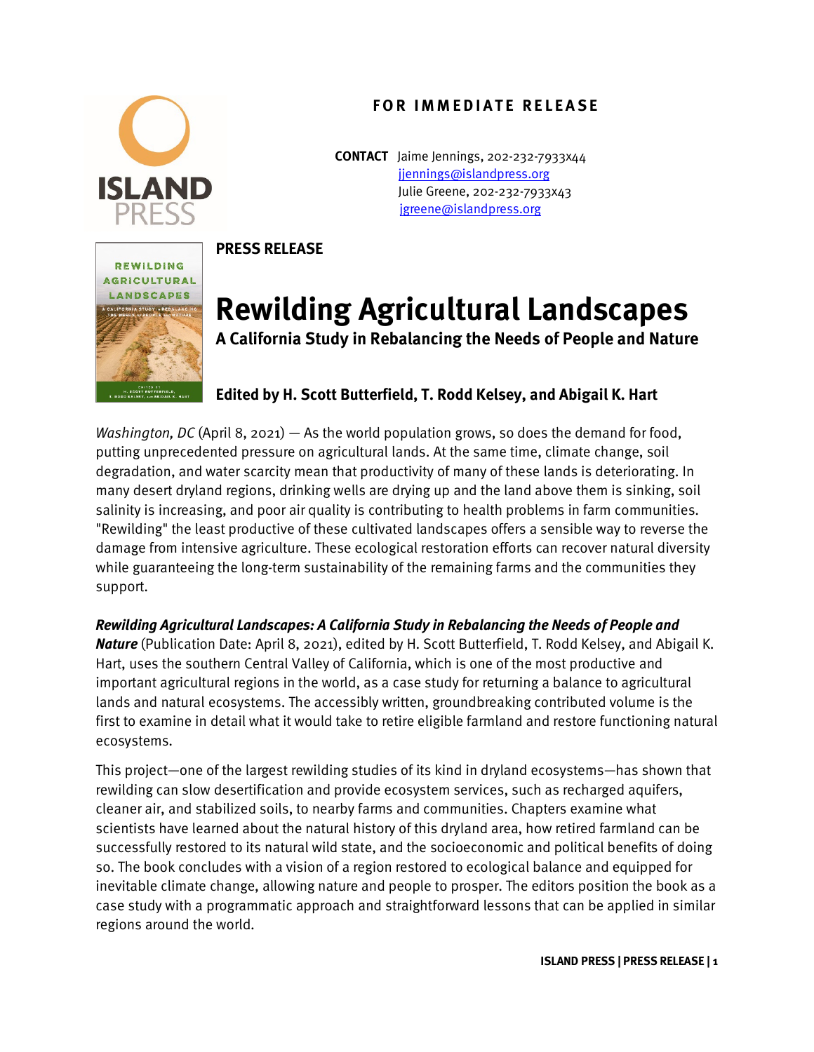**FOR IMMEDIATE RELEASE**

**CONTACT** Jaime Jennings, 202-232-7933x44
jjennings@islandpress.org
Julie Greene, 202-232-7933x43
jgreene@islandpress.org

**PRESS RELEASE**

# Rewilding Agricultural Landscapes

### A California Study in Rebalancing the Needs of People and Nature

### Edited by H. Scott Butterfield, T. Rodd Kelsey, and Abigail K. Hart

*Washington, DC* (April 8, 2021) — As the world population grows, so does the demand for food, putting unprecedented pressure on agricultural lands. At the same time, climate change, soil degradation, and water scarcity mean that productivity of many of these lands is deteriorating. In many desert dryland regions, drinking wells are drying up and the land above them is sinking, soil salinity is increasing, and poor air quality is contributing to health problems in farm communities. "Rewilding" the least productive of these cultivated landscapes offers a sensible way to reverse the damage from intensive agriculture. These ecological restoration efforts can recover natural diversity while guaranteeing the long-term sustainability of the remaining farms and the communities they support.

***Rewilding Agricultural Landscapes: A California Study in Rebalancing the Needs of People and Nature*** (Publication Date: April 8, 2021), edited by H. Scott Butterfield, T. Rodd Kelsey, and Abigail K. Hart, uses the southern Central Valley of California, which is one of the most productive and important agricultural regions in the world, as a case study for returning a balance to agricultural lands and natural ecosystems. The accessibly written, groundbreaking contributed volume is the first to examine in detail what it would take to retire eligible farmland and restore functioning natural ecosystems.

This project—one of the largest rewilding studies of its kind in dryland ecosystems—has shown that rewilding can slow desertification and provide ecosystem services, such as recharged aquifers, cleaner air, and stabilized soils, to nearby farms and communities. Chapters examine what scientists have learned about the natural history of this dryland area, how retired farmland can be successfully restored to its natural wild state, and the socioeconomic and political benefits of doing so. The book concludes with a vision of a region restored to ecological balance and equipped for inevitable climate change, allowing nature and people to prosper. The editors position the book as a case study with a programmatic approach and straightforward lessons that can be applied in similar regions around the world.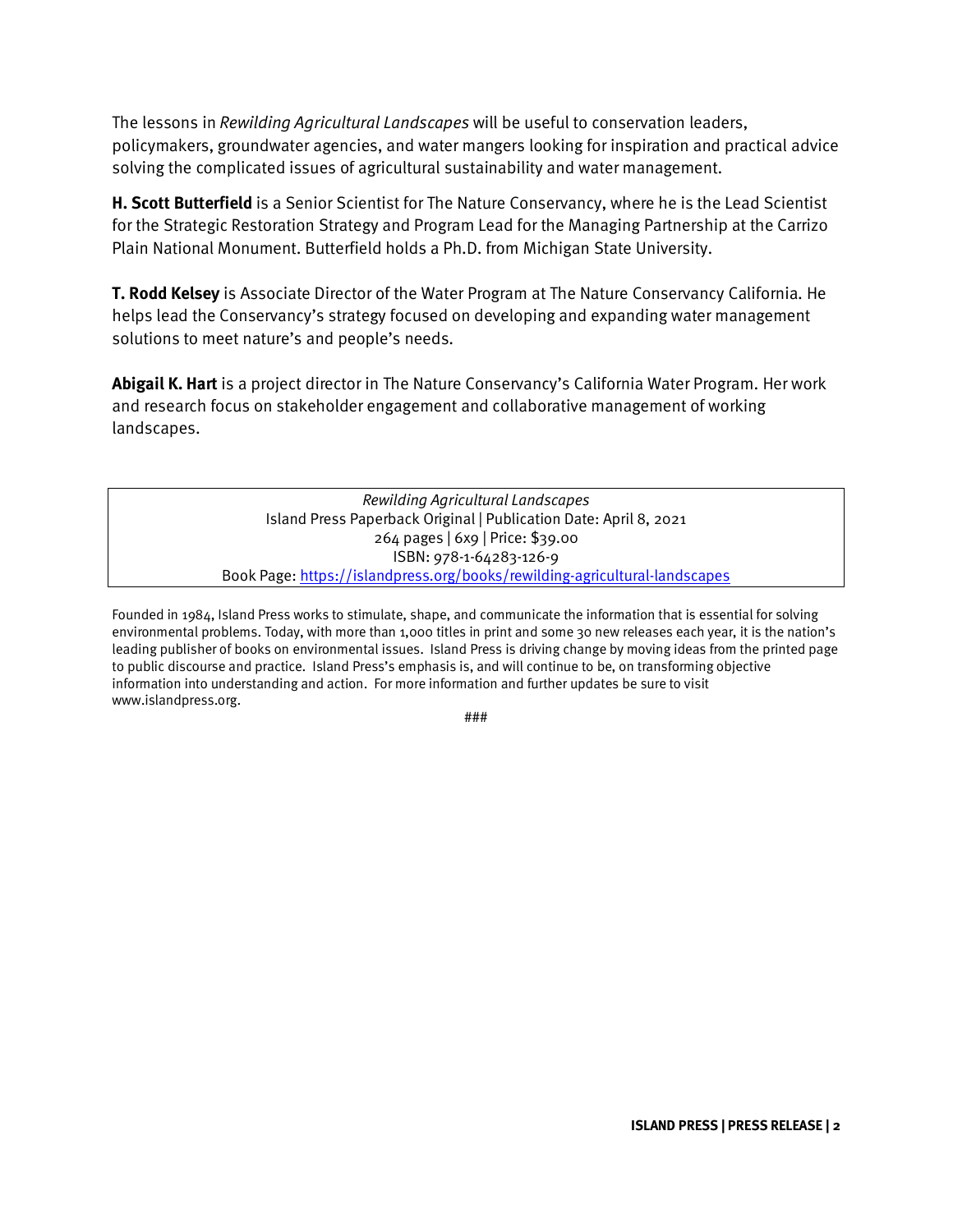The lessons in *Rewilding Agricultural Landscapes* will be useful to conservation leaders, policymakers, groundwater agencies, and water mangers looking for inspiration and practical advice solving the complicated issues of agricultural sustainability and water management.

**H. Scott Butterfield** is a Senior Scientist for The Nature Conservancy, where he is the Lead Scientist for the Strategic Restoration Strategy and Program Lead for the Managing Partnership at the Carrizo Plain National Monument. Butterfield holds a Ph.D. from Michigan State University.

**T. Rodd Kelsey** is Associate Director of the Water Program at The Nature Conservancy California. He helps lead the Conservancy's strategy focused on developing and expanding water management solutions to meet nature's and people's needs.

**Abigail K. Hart** is a project director in The Nature Conservancy's California Water Program. Her work and research focus on stakeholder engagement and collaborative management of working landscapes.

*Rewilding Agricultural Landscapes*
Island Press Paperback Original | Publication Date: April 8, 2021
264 pages | 6x9 | Price: $39.00
ISBN: 978-1-64283-126-9
Book Page: [https://islandpress.org/books/rewilding-agricultural-landscapes](https://islandpress.org/books/rewilding-agricultural-landscapes)

Founded in 1984, Island Press works to stimulate, shape, and communicate the information that is essential for solving environmental problems. Today, with more than 1,000 titles in print and some 30 new releases each year, it is the nation's leading publisher of books on environmental issues. Island Press is driving change by moving ideas from the printed page to public discourse and practice. Island Press's emphasis is, and will continue to be, on transforming objective information into understanding and action. For more information and further updates be sure to visit www.islandpress.org.

###